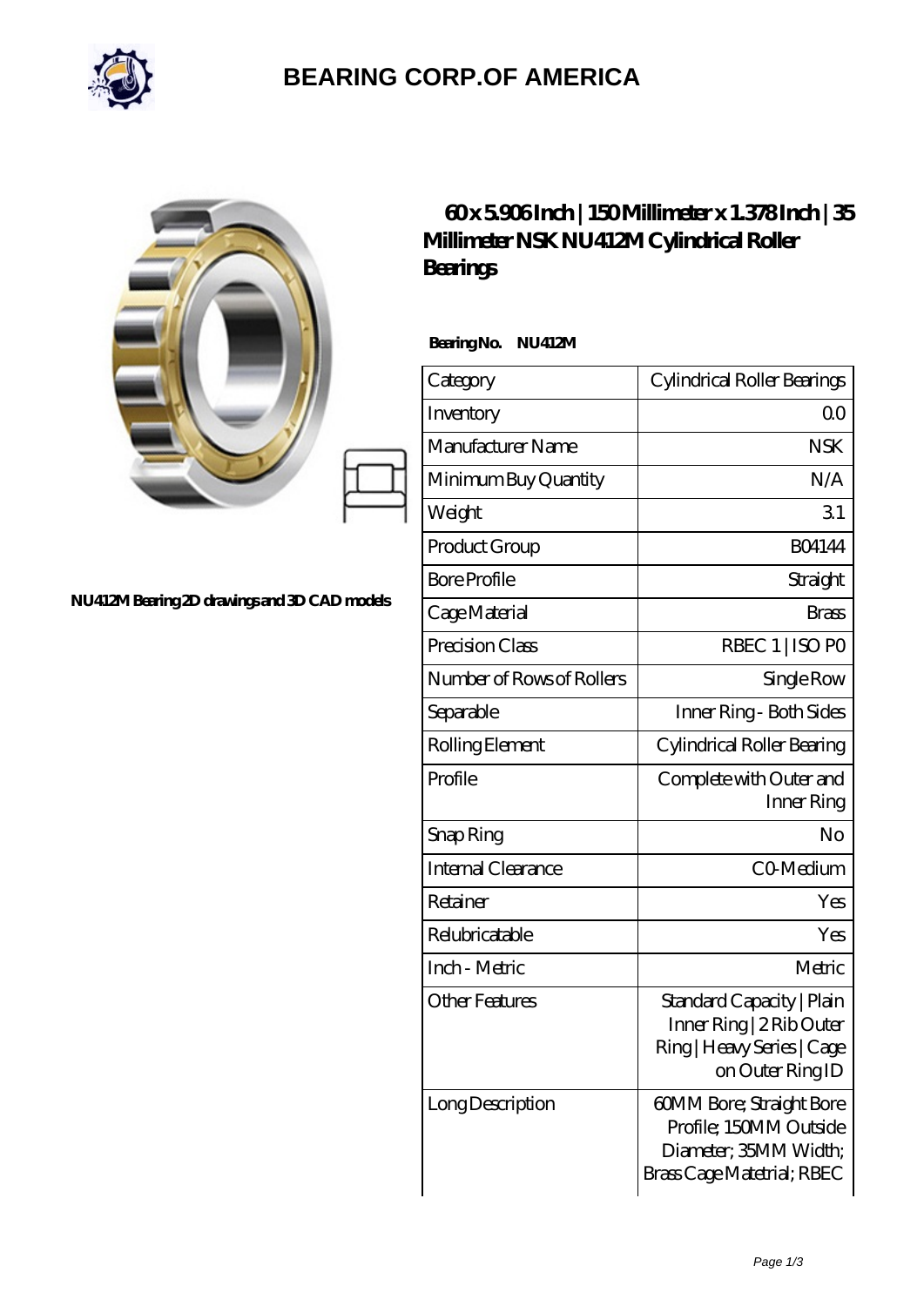# BEARING CORP.OF AMERICA

NU412M Bearing 2D drawings and 3D CAD models

## 60 x 5.906 Inch | 150 Millimeter x 1.378 Inch | 35 Millimeter NSK NU412M Cylindrical Roller Bearings

**Bearing No. NU412M**

| Category | Cylindrical Roller Bearings |
|---|---|
| Inventory | 0.0 |
| Manufacturer Name | NSK |
| Minimum Buy Quantity | N/A |
| Weight | 3.1 |
| Product Group | B04144 |
| Bore Profile | Straight |
| Cage Material | Brass |
| Precision Class | RBEC 1 \| ISO P0 |
| Number of Rows of Rollers | Single Row |
| Separable | Inner Ring - Both Sides |
| Rolling Element | Cylindrical Roller Bearing |
| Profile | Complete with Outer and Inner Ring |
| Snap Ring | No |
| Internal Clearance | C0-Medium |
| Retainer | Yes |
| Relubricatable | Yes |
| Inch - Metric | Metric |
| Other Features | Standard Capacity \| Plain Inner Ring \| 2 Rib Outer Ring \| Heavy Series \| Cage on Outer Ring ID |
| Long Description | 60MM Bore; Straight Bore Profile; 150MM Outside Diameter; 35MM Width; Brass Cage Matetrial; RBEC |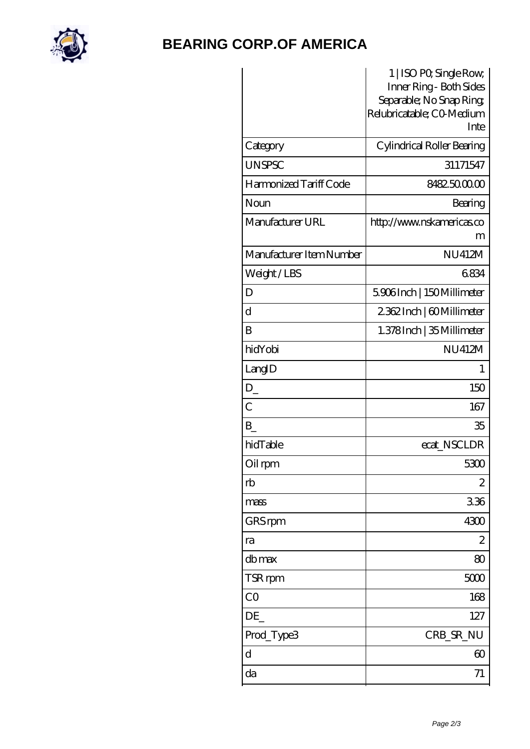| | |
|---|---|
| | 1 \| ISO P0; Single Row; Inner Ring - Both Sides Separable; No Snap Ring; Relubricatable; C0-Medium Inte |
| Category | Cylindrical Roller Bearing |
| UNSPSC | 31171547 |
| Harmonized Tariff Code | 8482.50.00.00 |
| Noun | Bearing |
| Manufacturer URL | http://www.nskamericas.com |
| Manufacturer Item Number | NU412M |
| Weight / LBS | 6.834 |
| D | 5.906 Inch \| 150 Millimeter |
| d | 2.362 Inch \| 60 Millimeter |
| B | 1.378 Inch \| 35 Millimeter |
| hidYobi | NU412M |
| LangID | 1 |
| D_ | 150 |
| C | 167 |
| B_ | 35 |
| hidTable | ecat_NSCLDR |
| Oil rpm | 5300 |
| rb | 2 |
| mass | 3.36 |
| GRS rpm | 4300 |
| ra | 2 |
| db max | 80 |
| TSR rpm | 5000 |
| C0 | 168 |
| DE_ | 127 |
| Prod_Type3 | CRB_SR_NU |
| d | 60 |
| da | 71 |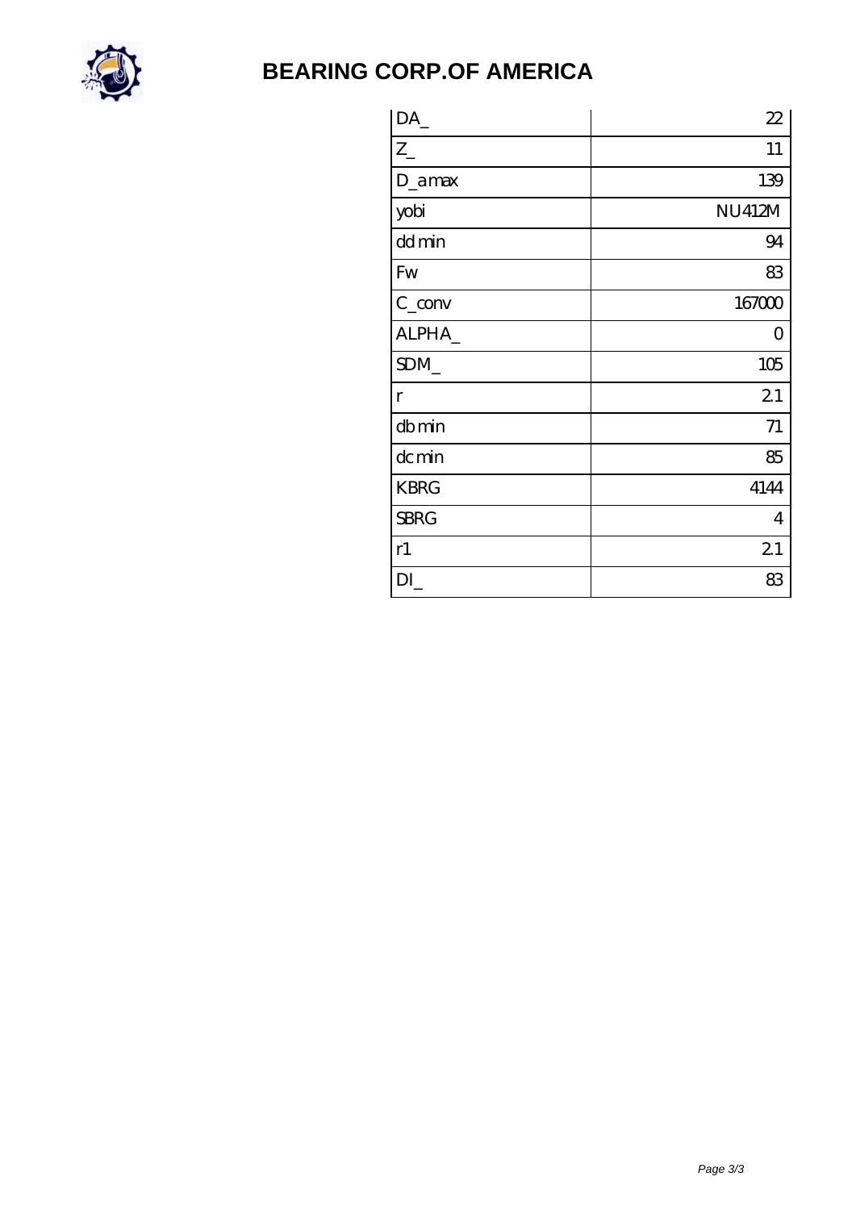| | |
|---|---|
| DA_ | 22 |
| Z_ | 11 |
| D_a max | 139 |
| yobi | NU412M |
| dd min | 94 |
| Fw | 83 |
| C_conv | 167000 |
| ALPHA_ | 0 |
| SDM_ | 105 |
| r | 2.1 |
| db min | 71 |
| dc min | 85 |
| KBRG | 4144 |
| SBRG | 4 |
| r1 | 2.1 |
| DI_ | 83 |